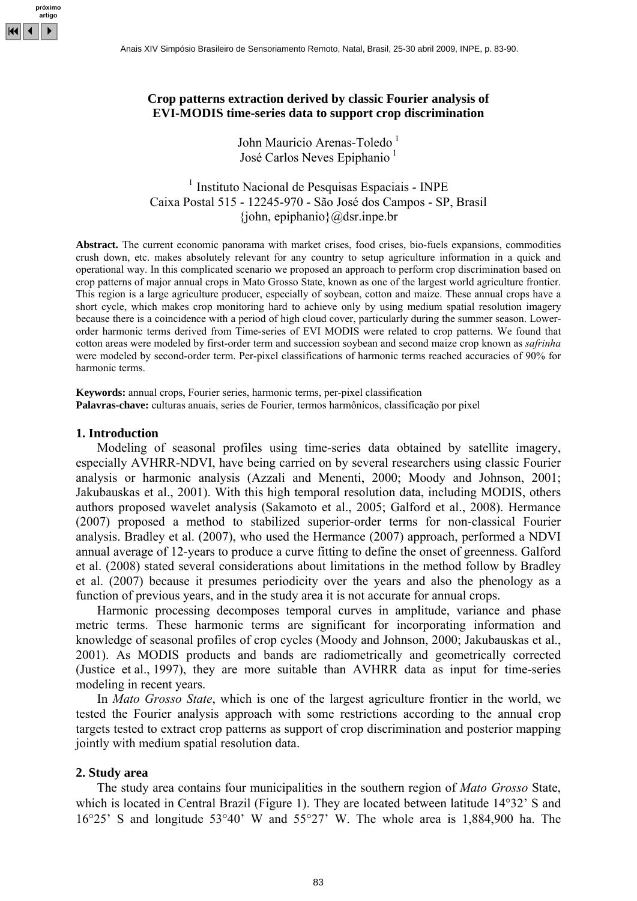# Crop patterns extraction derived by classic Fourier analysis of EVI-MODIS time-series data to support crop discrimination

John Mauricio Arenas-Toledo [1]  
José Carlos Neves Epiphanio [1]

[1] Instituto Nacional de Pesquisas Espaciais - INPE  
Caixa Postal 515 - 12245-970 - São José dos Campos - SP, Brasil  
{john, epiphanio}@dsr.inpe.br

**Abstract.** The current economic panorama with market crises, food crises, bio-fuels expansions, commodities crush down, etc. makes absolutely relevant for any country to setup agriculture information in a quick and operational way. In this complicated scenario we proposed an approach to perform crop discrimination based on crop patterns of major annual crops in Mato Grosso State, known as one of the largest world agriculture frontier. This region is a large agriculture producer, especially of soybean, cotton and maize. These annual crops have a short cycle, which makes crop monitoring hard to achieve only by using medium spatial resolution imagery because there is a coincidence with a period of high cloud cover, particularly during the summer season. Lower-order harmonic terms derived from Time-series of EVI MODIS were related to crop patterns. We found that cotton areas were modeled by first-order term and succession soybean and second maize crop known as *safrinha* were modeled by second-order term. Per-pixel classifications of harmonic terms reached accuracies of 90% for harmonic terms.

**Keywords:** annual crops, Fourier series, harmonic terms, per-pixel classification  
**Palavras-chave:** culturas anuais, series de Fourier, termos harmônicos, classificação por pixel

## 1. Introduction

Modeling of seasonal profiles using time-series data obtained by satellite imagery, especially AVHRR-NDVI, have being carried on by several researchers using classic Fourier analysis or harmonic analysis (Azzali and Menenti, 2000; Moody and Johnson, 2001; Jakubauskas et al., 2001). With this high temporal resolution data, including MODIS, others authors proposed wavelet analysis (Sakamoto et al., 2005; Galford et al., 2008). Hermance (2007) proposed a method to stabilized superior-order terms for non-classical Fourier analysis. Bradley et al. (2007), who used the Hermance (2007) approach, performed a NDVI annual average of 12-years to produce a curve fitting to define the onset of greenness. Galford et al. (2008) stated several considerations about limitations in the method follow by Bradley et al. (2007) because it presumes periodicity over the years and also the phenology as a function of previous years, and in the study area it is not accurate for annual crops.

Harmonic processing decomposes temporal curves in amplitude, variance and phase metric terms. These harmonic terms are significant for incorporating information and knowledge of seasonal profiles of crop cycles (Moody and Johnson, 2000; Jakubauskas et al., 2001). As MODIS products and bands are radiometrically and geometrically corrected (Justice et al., 1997), they are more suitable than AVHRR data as input for time-series modeling in recent years.

In *Mato Grosso State*, which is one of the largest agriculture frontier in the world, we tested the Fourier analysis approach with some restrictions according to the annual crop targets tested to extract crop patterns as support of crop discrimination and posterior mapping jointly with medium spatial resolution data.

## 2. Study area

The study area contains four municipalities in the southern region of *Mato Grosso* State, which is located in Central Brazil (Figure 1). They are located between latitude 14°32' S and 16°25' S and longitude 53°40' W and 55°27' W. The whole area is 1,884,900 ha. The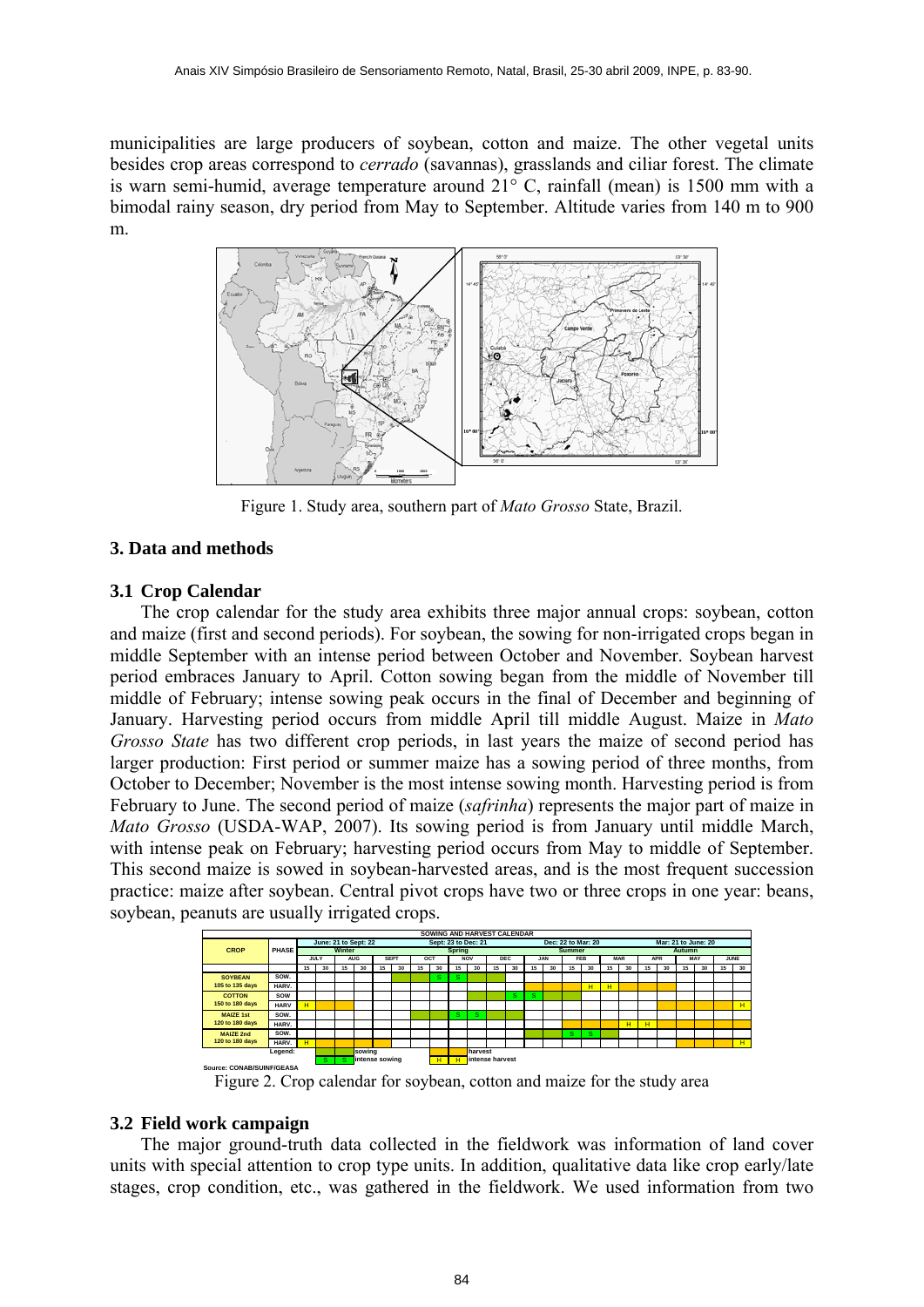municipalities are large producers of soybean, cotton and maize. The other vegetal units besides crop areas correspond to *cerrado* (savannas), grasslands and ciliar forest. The climate is warn semi-humid, average temperature around 21° C, rainfall (mean) is 1500 mm with a bimodal rainy season, dry period from May to September. Altitude varies from 140 m to 900 m.

Figure 1. Study area, southern part of *Mato Grosso* State, Brazil.

## 3. Data and methods

### 3.1 Crop Calendar

The crop calendar for the study area exhibits three major annual crops: soybean, cotton and maize (first and second periods). For soybean, the sowing for non-irrigated crops began in middle September with an intense period between October and November. Soybean harvest period embraces January to April. Cotton sowing began from the middle of November till middle of February; intense sowing peak occurs in the final of December and beginning of January. Harvesting period occurs from middle April till middle August. Maize in *Mato Grosso State* has two different crop periods, in last years the maize of second period has larger production: First period or summer maize has a sowing period of three months, from October to December; November is the most intense sowing month. Harvesting period is from February to June. The second period of maize (*safrinha*) represents the major part of maize in *Mato Grosso* (USDA-WAP, 2007). Its sowing period is from January until middle March, with intense peak on February; harvesting period occurs from May to middle of September. This second maize is sowed in soybean-harvested areas, and is the most frequent succession practice: maize after soybean. Central pivot crops have two or three crops in one year: beans, soybean, peanuts are usually irrigated crops.

Figure 2. Crop calendar for soybean, cotton and maize for the study area

### 3.2 Field work campaign

The major ground-truth data collected in the fieldwork was information of land cover units with special attention to crop type units. In addition, qualitative data like crop early/late stages, crop condition, etc., was gathered in the fieldwork. We used information from two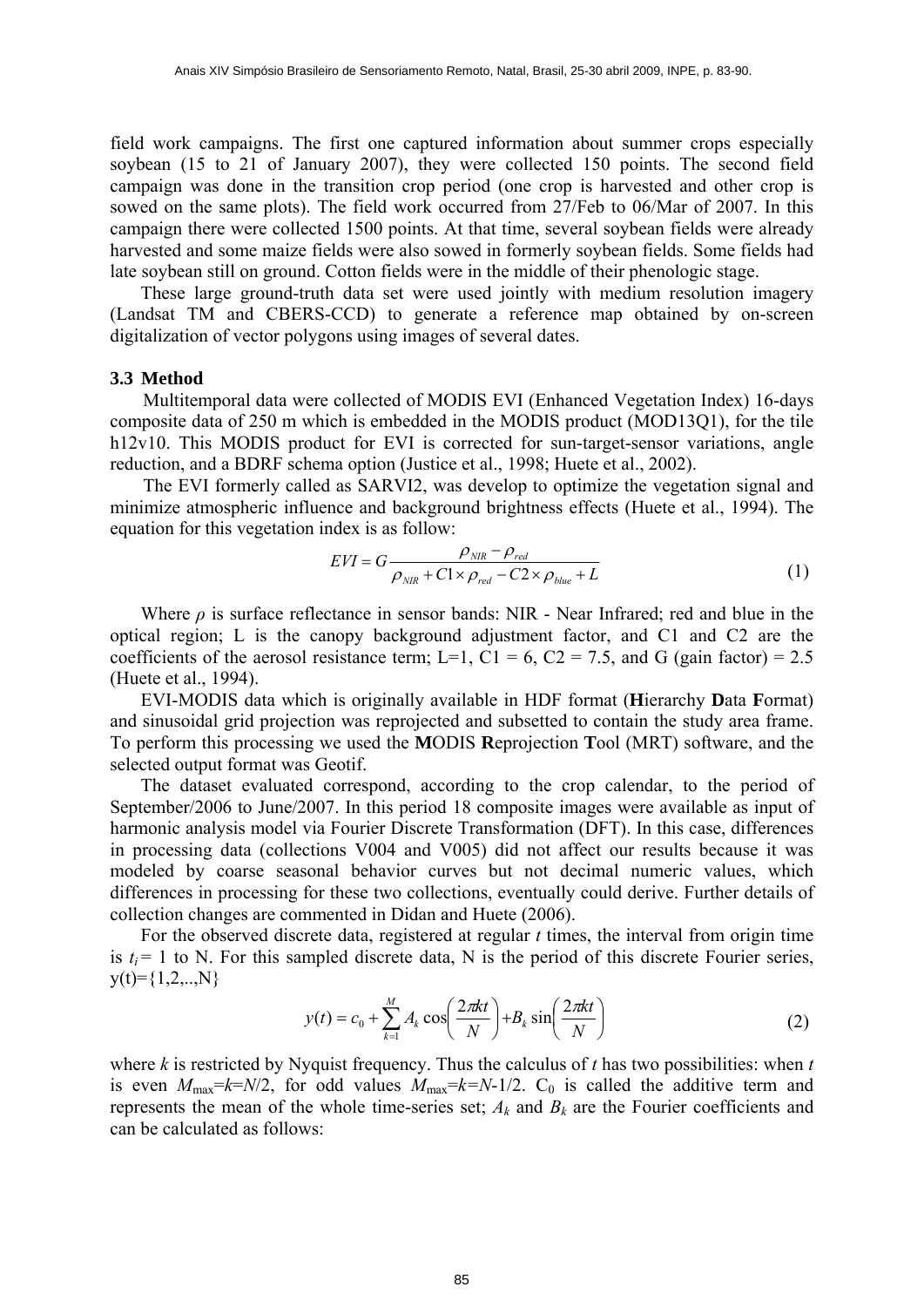field work campaigns. The first one captured information about summer crops especially soybean (15 to 21 of January 2007), they were collected 150 points. The second field campaign was done in the transition crop period (one crop is harvested and other crop is sowed on the same plots). The field work occurred from 27/Feb to 06/Mar of 2007. In this campaign there were collected 1500 points. At that time, several soybean fields were already harvested and some maize fields were also sowed in formerly soybean fields. Some fields had late soybean still on ground. Cotton fields were in the middle of their phenologic stage.

These large ground-truth data set were used jointly with medium resolution imagery (Landsat TM and CBERS-CCD) to generate a reference map obtained by on-screen digitalization of vector polygons using images of several dates.

### 3.3 Method

Multitemporal data were collected of MODIS EVI (Enhanced Vegetation Index) 16-days composite data of 250 m which is embedded in the MODIS product (MOD13Q1), for the tile h12v10. This MODIS product for EVI is corrected for sun-target-sensor variations, angle reduction, and a BDRF schema option (Justice et al., 1998; Huete et al., 2002).

The EVI formerly called as SARVI2, was develop to optimize the vegetation signal and minimize atmospheric influence and background brightness effects (Huete et al., 1994). The equation for this vegetation index is as follow:

$$EVI = G\frac{\rho_{NIR} - \rho_{red}}{\rho_{NIR} + C1 \times \rho_{red} - C2 \times \rho_{blue} + L} \tag{1}$$

Where $\rho$ is surface reflectance in sensor bands: NIR - Near Infrared; red and blue in the optical region; L is the canopy background adjustment factor, and C1 and C2 are the coefficients of the aerosol resistance term; L=1, C1 = 6, C2 = 7.5, and G (gain factor) = 2.5 (Huete et al., 1994).

EVI-MODIS data which is originally available in HDF format (**H**ierarchy **D**ata **F**ormat) and sinusoidal grid projection was reprojected and subsetted to contain the study area frame. To perform this processing we used the **M**ODIS **R**eprojection **T**ool (MRT) software, and the selected output format was Geotif.

The dataset evaluated correspond, according to the crop calendar, to the period of September/2006 to June/2007. In this period 18 composite images were available as input of harmonic analysis model via Fourier Discrete Transformation (DFT). In this case, differences in processing data (collections V004 and V005) did not affect our results because it was modeled by coarse seasonal behavior curves but not decimal numeric values, which differences in processing for these two collections, eventually could derive. Further details of collection changes are commented in Didan and Huete (2006).

For the observed discrete data, registered at regular *t* times, the interval from origin time is $t_i = 1$ to N. For this sampled discrete data, N is the period of this discrete Fourier series, y(t)={1,2,..,N}

$$y(t) = c_0 + \sum_{k=1}^{M} A_k \cos\left(\frac{2\pi kt}{N}\right) + B_k \sin\left(\frac{2\pi kt}{N}\right) \tag{2}$$

where *k* is restricted by Nyquist frequency. Thus the calculus of *t* has two possibilities: when *t* is even $M_{max}=k=N/2$, for odd values $M_{max}=k=N\text{-}1/2$. $C_0$ is called the additive term and represents the mean of the whole time-series set; $A_k$ and $B_k$ are the Fourier coefficients and can be calculated as follows: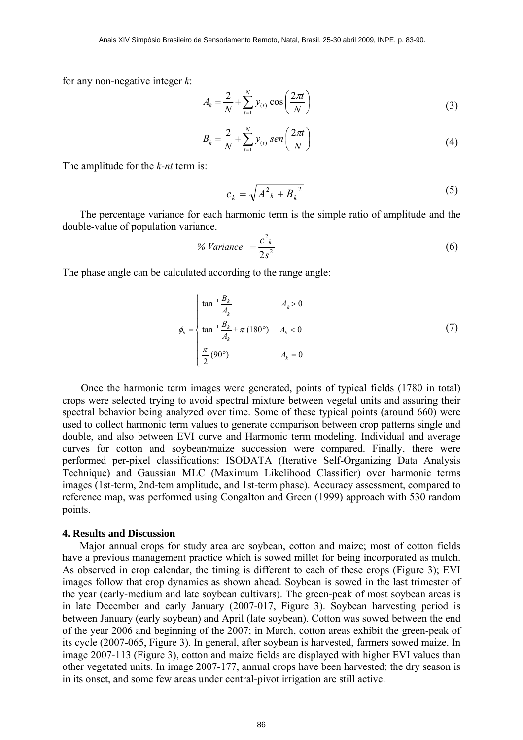for any non-negative integer *k*:

$$A_k = \frac{2}{N} + \sum_{t=1}^{N} y_{(t)} \cos\left(\frac{2\pi t}{N}\right) \tag{3}$$

$$B_k = \frac{2}{N} + \sum_{t=1}^{N} y_{(t)}\ sen\left(\frac{2\pi t}{N}\right) \tag{4}$$

The amplitude for the *k-nt* term is:

$$c_k = \sqrt{A^2{}_k + B_k{}^2} \tag{5}$$

The percentage variance for each harmonic term is the simple ratio of amplitude and the double-value of population variance.

$$\%\ Variance \ = \frac{c^2{}_k}{2s^2} \tag{6}$$

The phase angle can be calculated according to the range angle:

$$\phi_k = \begin{cases} \tan^{-1}\dfrac{B_k}{A_k} & A_k > 0 \\ \tan^{-1}\dfrac{B_k}{A_k} \pm \pi\ (180°) & A_k < 0 \\ \dfrac{\pi}{2}\ (90°) & A_k = 0 \end{cases} \tag{7}$$

Once the harmonic term images were generated, points of typical fields (1780 in total) crops were selected trying to avoid spectral mixture between vegetal units and assuring their spectral behavior being analyzed over time. Some of these typical points (around 660) were used to collect harmonic term values to generate comparison between crop patterns single and double, and also between EVI curve and Harmonic term modeling. Individual and average curves for cotton and soybean/maize succession were compared. Finally, there were performed per-pixel classifications: ISODATA (Iterative Self-Organizing Data Analysis Technique) and Gaussian MLC (Maximum Likelihood Classifier) over harmonic terms images (1st-term, 2nd-tem amplitude, and 1st-term phase). Accuracy assessment, compared to reference map, was performed using Congalton and Green (1999) approach with 530 random points.

## 4. Results and Discussion

Major annual crops for study area are soybean, cotton and maize; most of cotton fields have a previous management practice which is sowed millet for being incorporated as mulch. As observed in crop calendar, the timing is different to each of these crops (Figure 3); EVI images follow that crop dynamics as shown ahead. Soybean is sowed in the last trimester of the year (early-medium and late soybean cultivars). The green-peak of most soybean areas is in late December and early January (2007-017, Figure 3). Soybean harvesting period is between January (early soybean) and April (late soybean). Cotton was sowed between the end of the year 2006 and beginning of the 2007; in March, cotton areas exhibit the green-peak of its cycle (2007-065, Figure 3). In general, after soybean is harvested, farmers sowed maize. In image 2007-113 (Figure 3), cotton and maize fields are displayed with higher EVI values than other vegetated units. In image 2007-177, annual crops have been harvested; the dry season is in its onset, and some few areas under central-pivot irrigation are still active.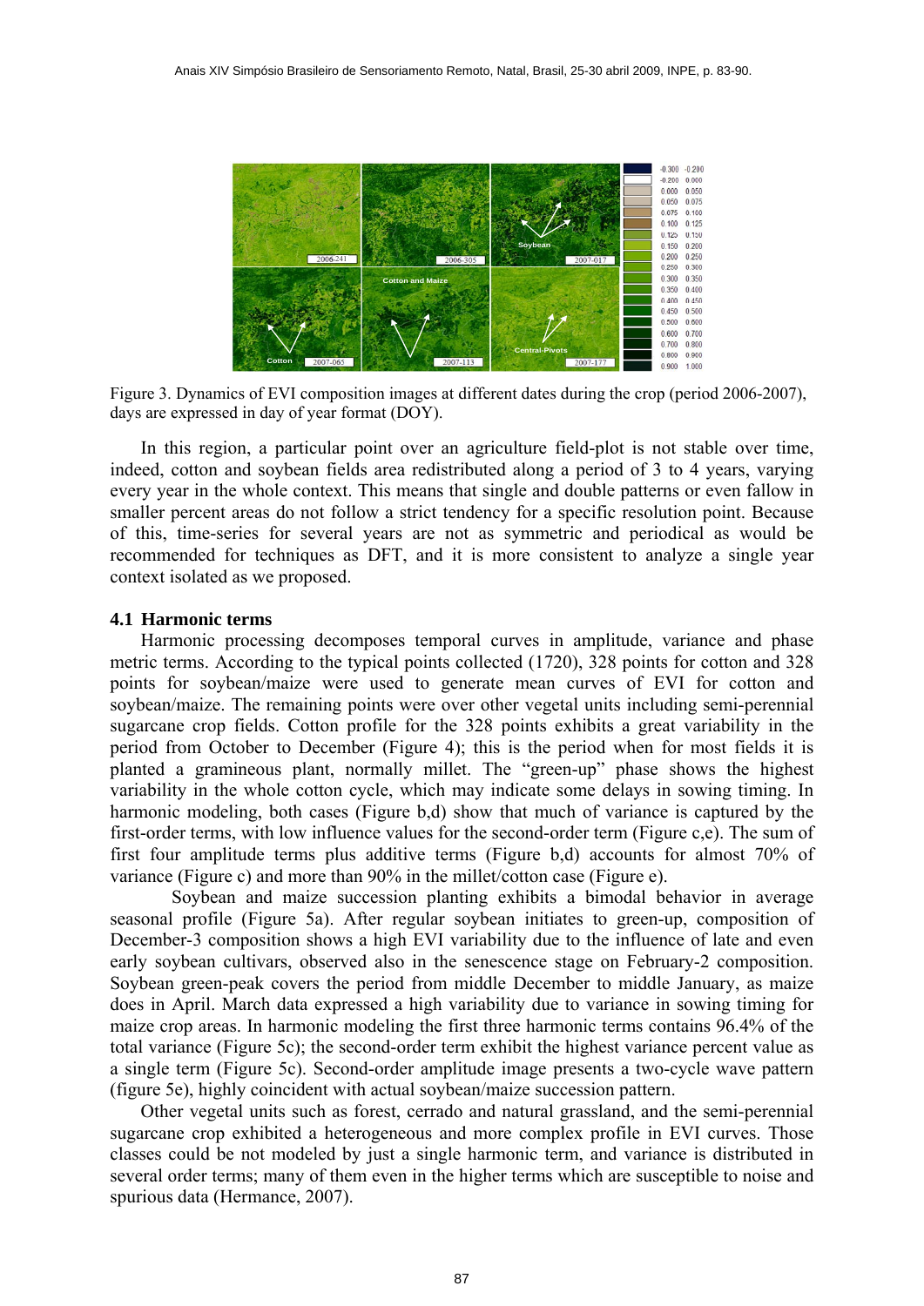Figure 3. Dynamics of EVI composition images at different dates during the crop (period 2006-2007), days are expressed in day of year format (DOY).

In this region, a particular point over an agriculture field-plot is not stable over time, indeed, cotton and soybean fields area redistributed along a period of 3 to 4 years, varying every year in the whole context. This means that single and double patterns or even fallow in smaller percent areas do not follow a strict tendency for a specific resolution point. Because of this, time-series for several years are not as symmetric and periodical as would be recommended for techniques as DFT, and it is more consistent to analyze a single year context isolated as we proposed.

### 4.1 Harmonic terms

Harmonic processing decomposes temporal curves in amplitude, variance and phase metric terms. According to the typical points collected (1720), 328 points for cotton and 328 points for soybean/maize were used to generate mean curves of EVI for cotton and soybean/maize. The remaining points were over other vegetal units including semi-perennial sugarcane crop fields. Cotton profile for the 328 points exhibits a great variability in the period from October to December (Figure 4); this is the period when for most fields it is planted a gramineous plant, normally millet. The "green-up" phase shows the highest variability in the whole cotton cycle, which may indicate some delays in sowing timing. In harmonic modeling, both cases (Figure b,d) show that much of variance is captured by the first-order terms, with low influence values for the second-order term (Figure c,e). The sum of first four amplitude terms plus additive terms (Figure b,d) accounts for almost 70% of variance (Figure c) and more than 90% in the millet/cotton case (Figure e).

Soybean and maize succession planting exhibits a bimodal behavior in average seasonal profile (Figure 5a). After regular soybean initiates to green-up, composition of December-3 composition shows a high EVI variability due to the influence of late and even early soybean cultivars, observed also in the senescence stage on February-2 composition. Soybean green-peak covers the period from middle December to middle January, as maize does in April. March data expressed a high variability due to variance in sowing timing for maize crop areas. In harmonic modeling the first three harmonic terms contains 96.4% of the total variance (Figure 5c); the second-order term exhibit the highest variance percent value as a single term (Figure 5c). Second-order amplitude image presents a two-cycle wave pattern (figure 5e), highly coincident with actual soybean/maize succession pattern.

Other vegetal units such as forest, cerrado and natural grassland, and the semi-perennial sugarcane crop exhibited a heterogeneous and more complex profile in EVI curves. Those classes could be not modeled by just a single harmonic term, and variance is distributed in several order terms; many of them even in the higher terms which are susceptible to noise and spurious data (Hermance, 2007).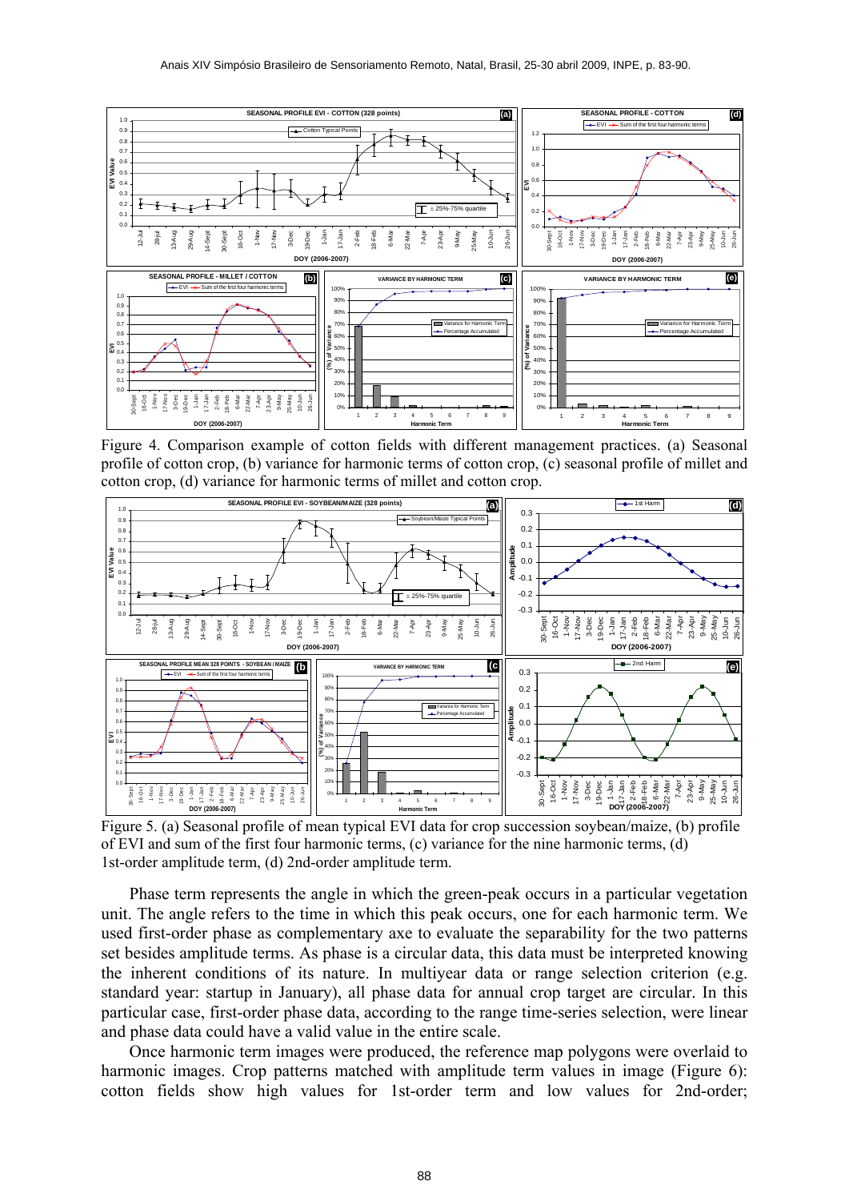Figure 4. Comparison example of cotton fields with different management practices. (a) Seasonal profile of cotton crop, (b) variance for harmonic terms of cotton crop, (c) seasonal profile of millet and cotton crop, (d) variance for harmonic terms of millet and cotton crop.

Figure 5. (a) Seasonal profile of mean typical EVI data for crop succession soybean/maize, (b) profile of EVI and sum of the first four harmonic terms, (c) variance for the nine harmonic terms, (d) 1st-order amplitude term, (d) 2nd-order amplitude term.

Phase term represents the angle in which the green-peak occurs in a particular vegetation unit. The angle refers to the time in which this peak occurs, one for each harmonic term. We used first-order phase as complementary axe to evaluate the separability for the two patterns set besides amplitude terms. As phase is a circular data, this data must be interpreted knowing the inherent conditions of its nature. In multiyear data or range selection criterion (e.g. standard year: startup in January), all phase data for annual crop target are circular. In this particular case, first-order phase data, according to the range time-series selection, were linear and phase data could have a valid value in the entire scale.

Once harmonic term images were produced, the reference map polygons were overlaid to harmonic images. Crop patterns matched with amplitude term values in image (Figure 6): cotton fields show high values for 1st-order term and low values for 2nd-order;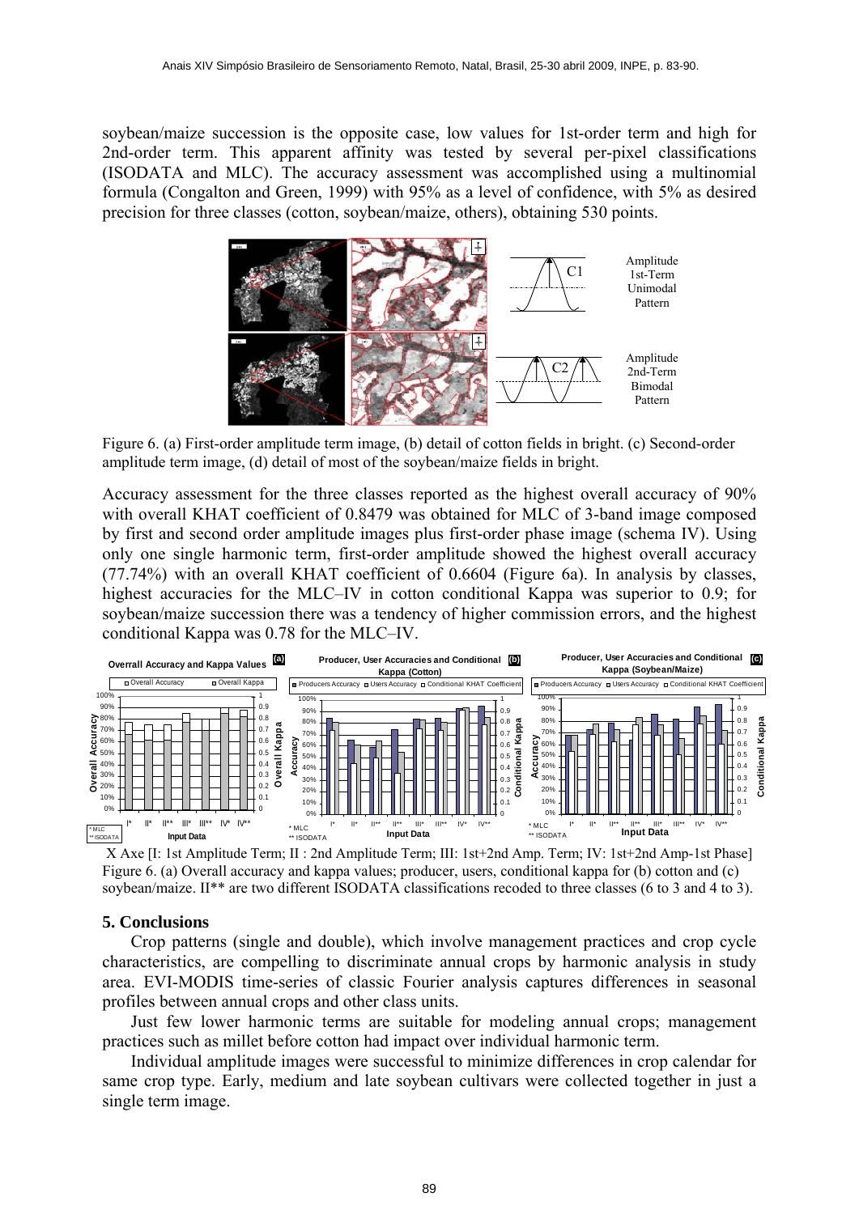soybean/maize succession is the opposite case, low values for 1st-order term and high for 2nd-order term. This apparent affinity was tested by several per-pixel classifications (ISODATA and MLC). The accuracy assessment was accomplished using a multinomial formula (Congalton and Green, 1999) with 95% as a level of confidence, with 5% as desired precision for three classes (cotton, soybean/maize, others), obtaining 530 points.

Figure 6. (a) First-order amplitude term image, (b) detail of cotton fields in bright. (c) Second-order amplitude term image, (d) detail of most of the soybean/maize fields in bright.

Accuracy assessment for the three classes reported as the highest overall accuracy of 90% with overall KHAT coefficient of 0.8479 was obtained for MLC of 3-band image composed by first and second order amplitude images plus first-order phase image (schema IV). Using only one single harmonic term, first-order amplitude showed the highest overall accuracy (77.74%) with an overall KHAT coefficient of 0.6604 (Figure 6a). In analysis by classes, highest accuracies for the MLC–IV in cotton conditional Kappa was superior to 0.9; for soybean/maize succession there was a tendency of higher commission errors, and the highest conditional Kappa was 0.78 for the MLC–IV.

X Axe [I: 1st Amplitude Term; II : 2nd Amplitude Term; III: 1st+2nd Amp. Term; IV: 1st+2nd Amp-1st Phase]
Figure 6. (a) Overall accuracy and kappa values; producer, users, conditional kappa for (b) cotton and (c) soybean/maize. II** are two different ISODATA classifications recoded to three classes (6 to 3 and 4 to 3).

## 5. Conclusions

Crop patterns (single and double), which involve management practices and crop cycle characteristics, are compelling to discriminate annual crops by harmonic analysis in study area. EVI-MODIS time-series of classic Fourier analysis captures differences in seasonal profiles between annual crops and other class units.

Just few lower harmonic terms are suitable for modeling annual crops; management practices such as millet before cotton had impact over individual harmonic term.

Individual amplitude images were successful to minimize differences in crop calendar for same crop type. Early, medium and late soybean cultivars were collected together in just a single term image.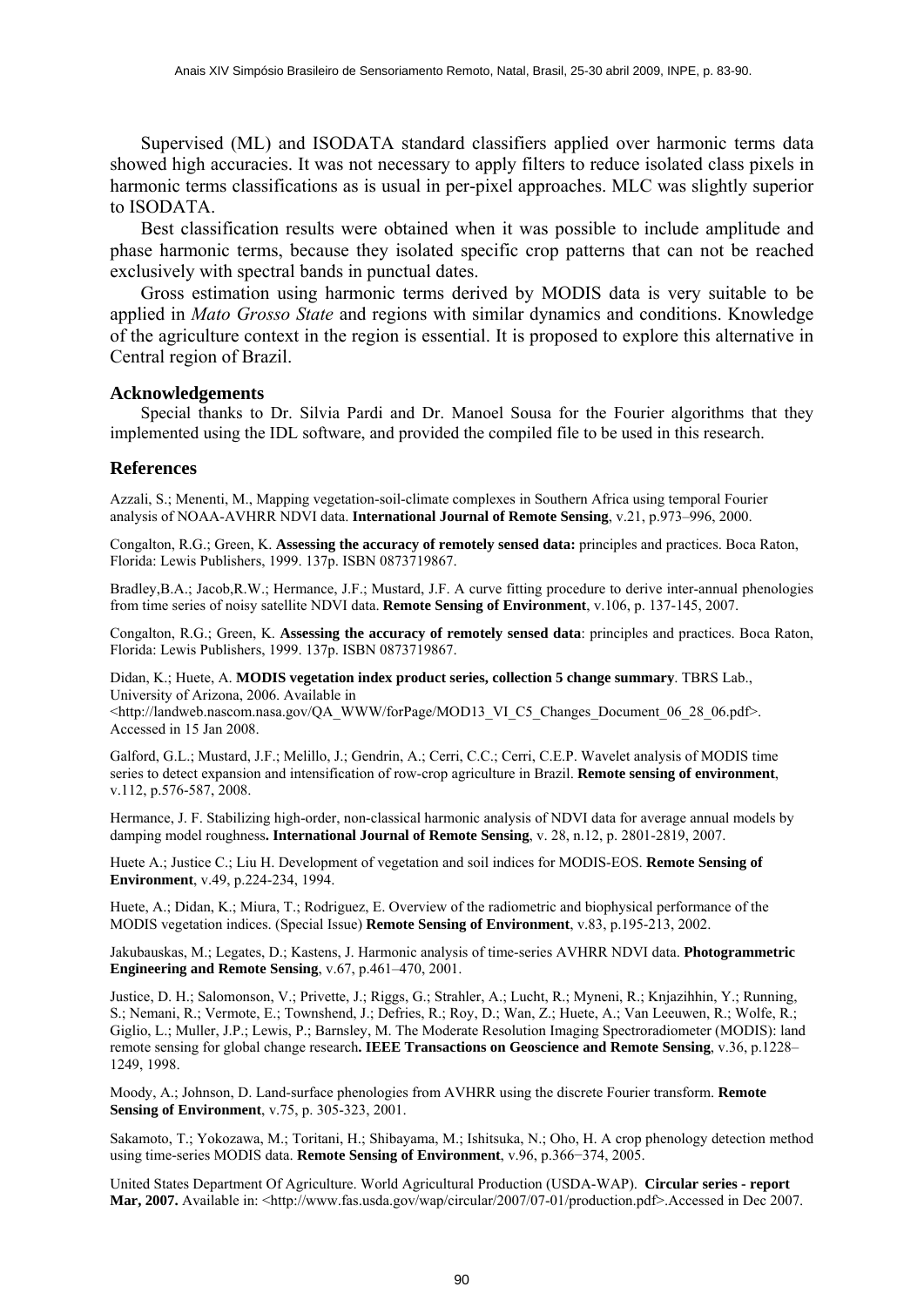Supervised (ML) and ISODATA standard classifiers applied over harmonic terms data showed high accuracies. It was not necessary to apply filters to reduce isolated class pixels in harmonic terms classifications as is usual in per-pixel approaches. MLC was slightly superior to ISODATA.

Best classification results were obtained when it was possible to include amplitude and phase harmonic terms, because they isolated specific crop patterns that can not be reached exclusively with spectral bands in punctual dates.

Gross estimation using harmonic terms derived by MODIS data is very suitable to be applied in *Mato Grosso State* and regions with similar dynamics and conditions. Knowledge of the agriculture context in the region is essential. It is proposed to explore this alternative in Central region of Brazil.

### Acknowledgements

Special thanks to Dr. Silvia Pardi and Dr. Manoel Sousa for the Fourier algorithms that they implemented using the IDL software, and provided the compiled file to be used in this research.

## References

Azzali, S.; Menenti, M., Mapping vegetation-soil-climate complexes in Southern Africa using temporal Fourier analysis of NOAA-AVHRR NDVI data. **International Journal of Remote Sensing**, v.21, p.973–996, 2000.

Congalton, R.G.; Green, K. **Assessing the accuracy of remotely sensed data:** principles and practices. Boca Raton, Florida: Lewis Publishers, 1999. 137p. ISBN 0873719867.

Bradley,B.A.; Jacob,R.W.; Hermance, J.F.; Mustard, J.F. A curve fitting procedure to derive inter-annual phenologies from time series of noisy satellite NDVI data. **Remote Sensing of Environment**, v.106, p. 137-145, 2007.

Congalton, R.G.; Green, K. **Assessing the accuracy of remotely sensed data**: principles and practices. Boca Raton, Florida: Lewis Publishers, 1999. 137p. ISBN 0873719867.

Didan, K.; Huete, A. **MODIS vegetation index product series, collection 5 change summary**. TBRS Lab., University of Arizona, 2006. Available in <http://landweb.nascom.nasa.gov/QA_WWW/forPage/MOD13_VI_C5_Changes_Document_06_28_06.pdf>. Accessed in 15 Jan 2008.

Galford, G.L.; Mustard, J.F.; Melillo, J.; Gendrin, A.; Cerri, C.C.; Cerri, C.E.P. Wavelet analysis of MODIS time series to detect expansion and intensification of row-crop agriculture in Brazil. **Remote sensing of environment**, v.112, p.576-587, 2008.

Hermance, J. F. Stabilizing high-order, non-classical harmonic analysis of NDVI data for average annual models by damping model roughness**. International Journal of Remote Sensing**, v. 28, n.12, p. 2801-2819, 2007.

Huete A.; Justice C.; Liu H. Development of vegetation and soil indices for MODIS-EOS. **Remote Sensing of Environment**, v.49, p.224-234, 1994.

Huete, A.; Didan, K.; Miura, T.; Rodriguez, E. Overview of the radiometric and biophysical performance of the MODIS vegetation indices. (Special Issue) **Remote Sensing of Environment**, v.83, p.195-213, 2002.

Jakubauskas, M.; Legates, D.; Kastens, J. Harmonic analysis of time-series AVHRR NDVI data. **Photogrammetric Engineering and Remote Sensing**, v.67, p.461–470, 2001.

Justice, D. H.; Salomonson, V.; Privette, J.; Riggs, G.; Strahler, A.; Lucht, R.; Myneni, R.; Knjazihhin, Y.; Running, S.; Nemani, R.; Vermote, E.; Townshend, J.; Defries, R.; Roy, D.; Wan, Z.; Huete, A.; Van Leeuwen, R.; Wolfe, R.; Giglio, L.; Muller, J.P.; Lewis, P.; Barnsley, M. The Moderate Resolution Imaging Spectroradiometer (MODIS): land remote sensing for global change research**. IEEE Transactions on Geoscience and Remote Sensing**, v.36, p.1228–1249, 1998.

Moody, A.; Johnson, D. Land-surface phenologies from AVHRR using the discrete Fourier transform. **Remote Sensing of Environment**, v.75, p. 305-323, 2001.

Sakamoto, T.; Yokozawa, M.; Toritani, H.; Shibayama, M.; Ishitsuka, N.; Oho, H. A crop phenology detection method using time-series MODIS data. **Remote Sensing of Environment**, v.96, p.366−374, 2005.

United States Department Of Agriculture. World Agricultural Production (USDA-WAP). **Circular series - report Mar, 2007.** Available in: <http://www.fas.usda.gov/wap/circular/2007/07-01/production.pdf>.Accessed in Dec 2007.